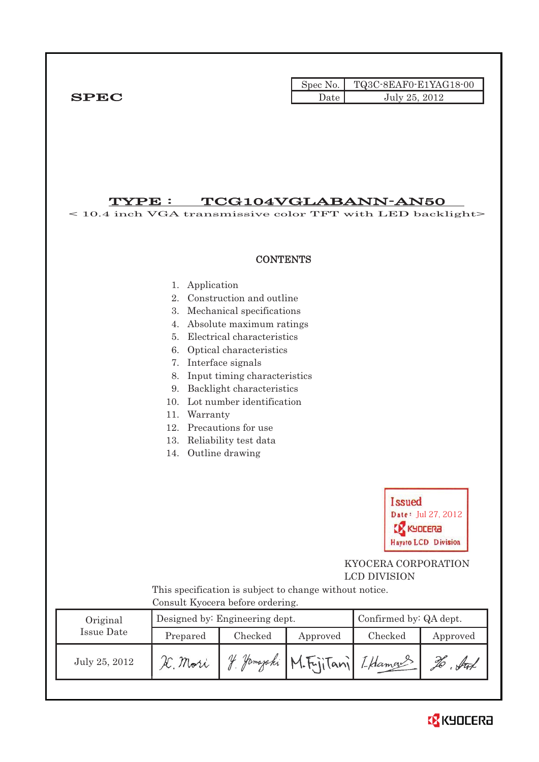**SPEC**

| Spec No. | TQ3C-8EAF0-E1YAG18-00 |
|---|---|
| Date | July 25, 2012 |

# TYPE : TCG104VGLABANN-AN50

< 10.4 inch VGA transmissive color TFT with LED backlight>

## CONTENTS

1. Application
2. Construction and outline
3. Mechanical specifications
4. Absolute maximum ratings
5. Electrical characteristics
6. Optical characteristics
7. Interface signals
8. Input timing characteristics
9. Backlight characteristics
10. Lot number identification
11. Warranty
12. Precautions for use
13. Reliability test data
14. Outline drawing

Issued
Date: Jul 27, 2012
KYOCERA
Hayato LCD Division

KYOCERA CORPORATION
LCD DIVISION

This specification is subject to change without notice.
Consult Kyocera before ordering.

| Original Issue Date | Designed by: Engineering dept. | | | Confirmed by: QA dept. | |
|---|---|---|---|---|---|
| | Prepared | Checked | Approved | Checked | Approved |
| July 25, 2012 | K. Mori | Y. Yamazaki | M. Fujitani | I. Hamada | H. Sato |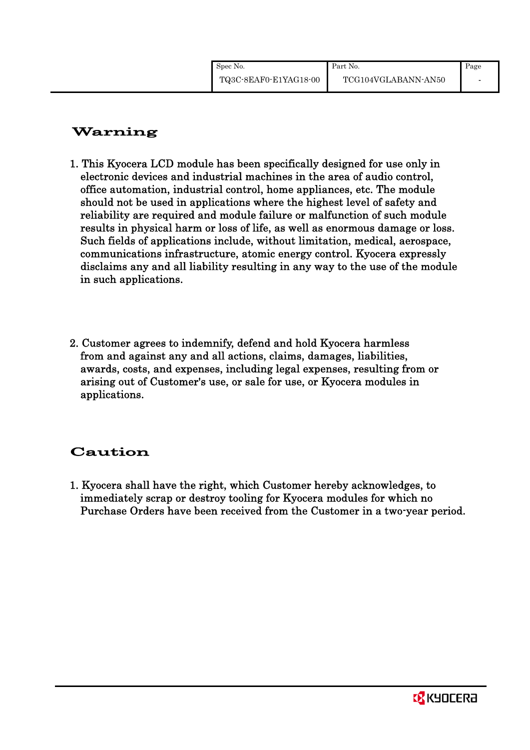# Warning

1. This Kyocera LCD module has been specifically designed for use only in electronic devices and industrial machines in the area of audio control, office automation, industrial control, home appliances, etc. The module should not be used in applications where the highest level of safety and reliability are required and module failure or malfunction of such module results in physical harm or loss of life, as well as enormous damage or loss. Such fields of applications include, without limitation, medical, aerospace, communications infrastructure, atomic energy control. Kyocera expressly disclaims any and all liability resulting in any way to the use of the module in such applications.

2. Customer agrees to indemnify, defend and hold Kyocera harmless from and against any and all actions, claims, damages, liabilities, awards, costs, and expenses, including legal expenses, resulting from or arising out of Customer's use, or sale for use, or Kyocera modules in applications.

# Caution

1. Kyocera shall have the right, which Customer hereby acknowledges, to immediately scrap or destroy tooling for Kyocera modules for which no Purchase Orders have been received from the Customer in a two-year period.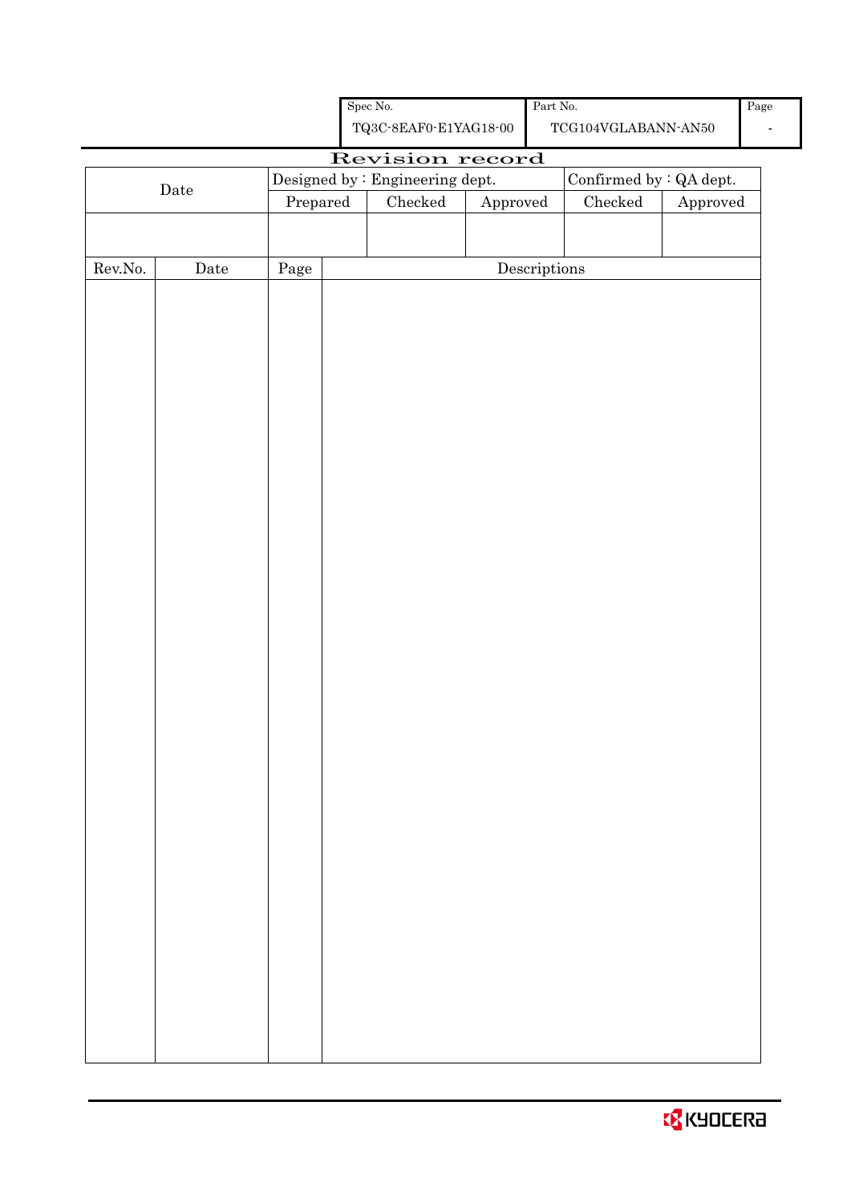| Spec No. | Part No. | Page |
|---|---|---|
| TQ3C-8EAF0-E1YAG18-00 | TCG104VGLABANN-AN50 | - |

# Revision record

| Date | Designed by : Engineering dept. | | | Confirmed by : QA dept. | |
|---|---|---|---|---|---|
| | Prepared | Checked | Approved | Checked | Approved |
| | | | | | |

| Rev.No. | Date | Page | Descriptions |
|---|---|---|---|
| | | | |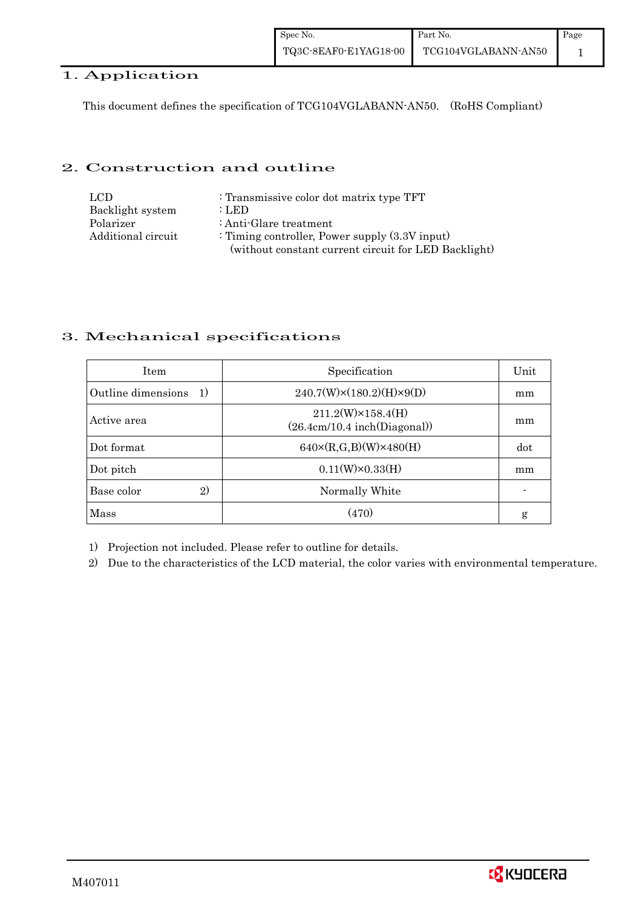## 1. Application

This document defines the specification of TCG104VGLABANN-AN50. (RoHS Compliant)

## 2. Construction and outline

| | |
|---|---|
| LCD | : Transmissive color dot matrix type TFT |
| Backlight system | : LED |
| Polarizer | : Anti-Glare treatment |
| Additional circuit | : Timing controller, Power supply (3.3V input) (without constant current circuit for LED Backlight) |

## 3. Mechanical specifications

| Item | Specification | Unit |
|---|---|---|
| Outline dimensions 1) | 240.7(W)×(180.2)(H)×9(D) | mm |
| Active area | 211.2(W)×158.4(H) (26.4cm/10.4 inch(Diagonal)) | mm |
| Dot format | 640×(R,G,B)(W)×480(H) | dot |
| Dot pitch | 0.11(W)×0.33(H) | mm |
| Base color 2) | Normally White | - |
| Mass | (470) | g |

1) Projection not included. Please refer to outline for details.

2) Due to the characteristics of the LCD material, the color varies with environmental temperature.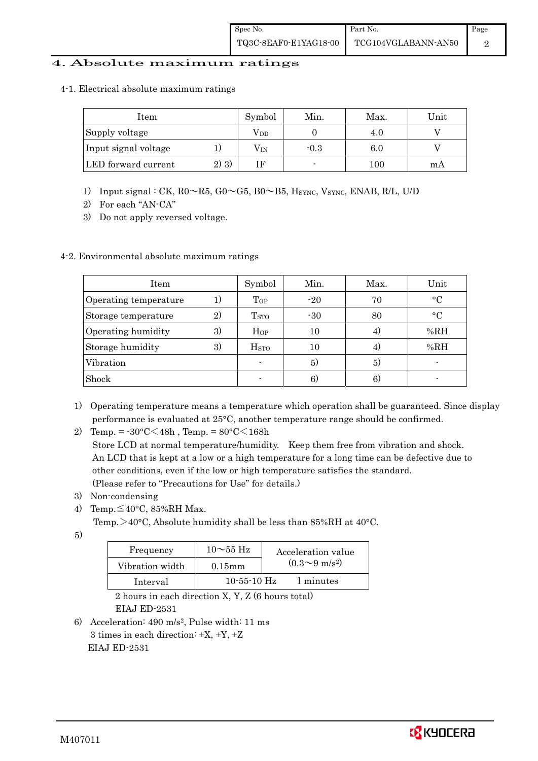# 4. Absolute maximum ratings

## 4-1. Electrical absolute maximum ratings

| Item | | Symbol | Min. | Max. | Unit |
|---|---|---|---|---|---|
| Supply voltage | | $V_{DD}$ | 0 | 4.0 | V |
| Input signal voltage | 1) | $V_{IN}$ | -0.3 | 6.0 | V |
| LED forward current | 2) 3) | IF | - | 100 | mA |

1) Input signal : CK, R0～R5, G0～G5, B0～B5, $H_{SYNC}$, $V_{SYNC}$, ENAB, R/L, U/D
2) For each "AN-CA"
3) Do not apply reversed voltage.

## 4-2. Environmental absolute maximum ratings

| Item | | Symbol | Min. | Max. | Unit |
|---|---|---|---|---|---|
| Operating temperature | 1) | $T_{OP}$ | -20 | 70 | °C |
| Storage temperature | 2) | $T_{STO}$ | -30 | 80 | °C |
| Operating humidity | 3) | $H_{OP}$ | 10 | 4) | %RH |
| Storage humidity | 3) | $H_{STO}$ | 10 | 4) | %RH |
| Vibration | | - | 5) | 5) | - |
| Shock | | - | 6) | 6) | - |

1) Operating temperature means a temperature which operation shall be guaranteed. Since display performance is evaluated at 25°C, another temperature range should be confirmed.
2) Temp. = -30°C＜48h , Temp. = 80°C＜168h
   Store LCD at normal temperature/humidity. Keep them free from vibration and shock.
   An LCD that is kept at a low or a high temperature for a long time can be defective due to other conditions, even if the low or high temperature satisfies the standard.
   (Please refer to "Precautions for Use" for details.)
3) Non-condensing
4) Temp.≦40°C, 85%RH Max.
   Temp.＞40°C, Absolute humidity shall be less than 85%RH at 40°C.
5)

| Frequency | 10～55 Hz | Acceleration value ($0.3～9\ m/s^2$) |
|---|---|---|
| Vibration width | 0.15mm | |
| Interval | 10-55-10 Hz | 1 minutes |

   2 hours in each direction X, Y, Z (6 hours total)
   EIAJ ED-2531

6) Acceleration: 490 $m/s^2$, Pulse width: 11 ms
   3 times in each direction: ±X, ±Y, ±Z
   EIAJ ED-2531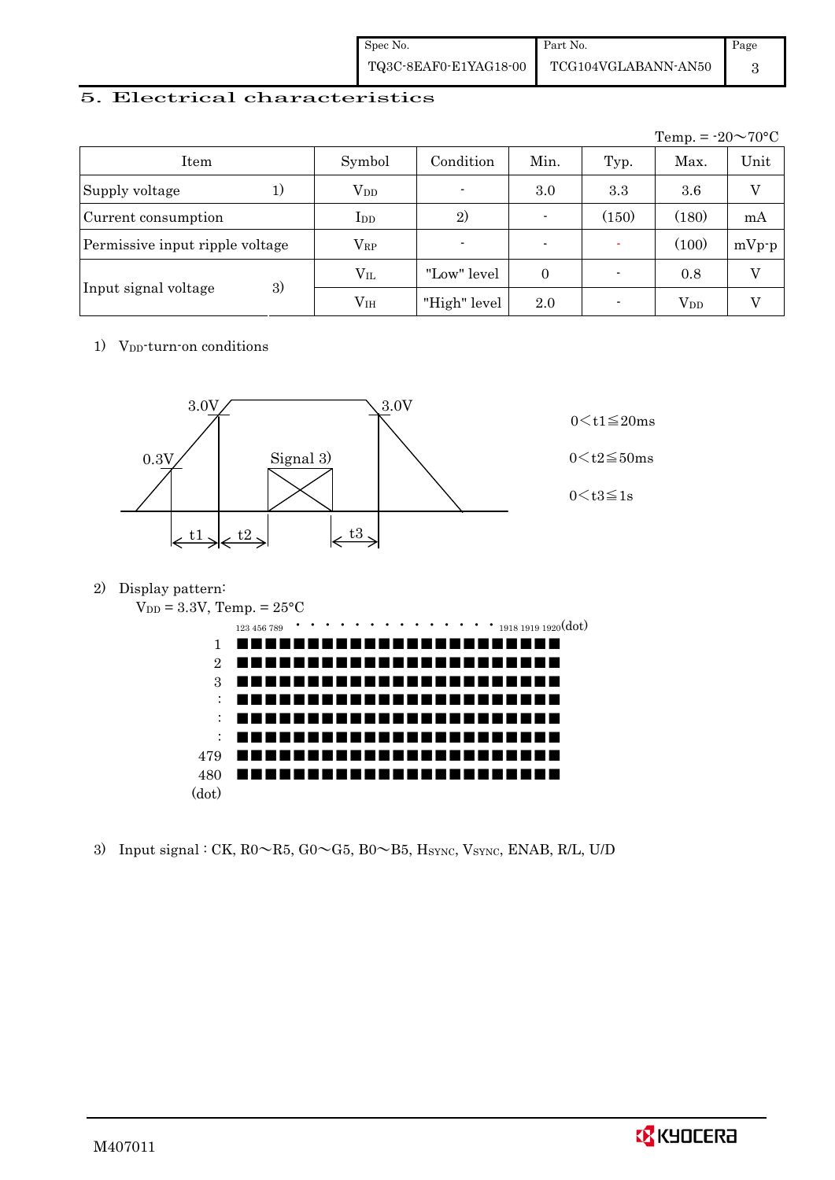## 5. Electrical characteristics

Temp. = -20～70°C

| Item | | Symbol | Condition | Min. | Typ. | Max. | Unit |
|---|---|---|---|---|---|---|---|
| Supply voltage | 1) | $V_{DD}$ | - | 3.0 | 3.3 | 3.6 | V |
| Current consumption | | $I_{DD}$ | 2) | - | (150) | (180) | mA |
| Permissive input ripple voltage | | $V_{RP}$ | - | - | - | (100) | mVp-p |
| Input signal voltage | 3) | $V_{IL}$ | "Low" level | 0 | - | 0.8 | V |
| | | $V_{IH}$ | "High" level | 2.0 | - | $V_{DD}$ | V |

1) $V_{DD}$-turn-on conditions

3.0V, 0.3V, Signal 3), 3.0V, t1, t2, t3

$0 < t1 \leqq 20ms$

$0 < t2 \leqq 50ms$

$0 < t3 \leqq 1s$

2) Display pattern:

$V_{DD}$ = 3.3V, Temp. = 25°C

123 456 789 · · · · · · · · · · · · · · 1918 1919 1920(dot)

1, 2, 3, :, :, :, 479, 480 (dot)

3) Input signal : CK, R0～R5, G0～G5, B0～B5, $H_{SYNC}$, $V_{SYNC}$, ENAB, R/L, U/D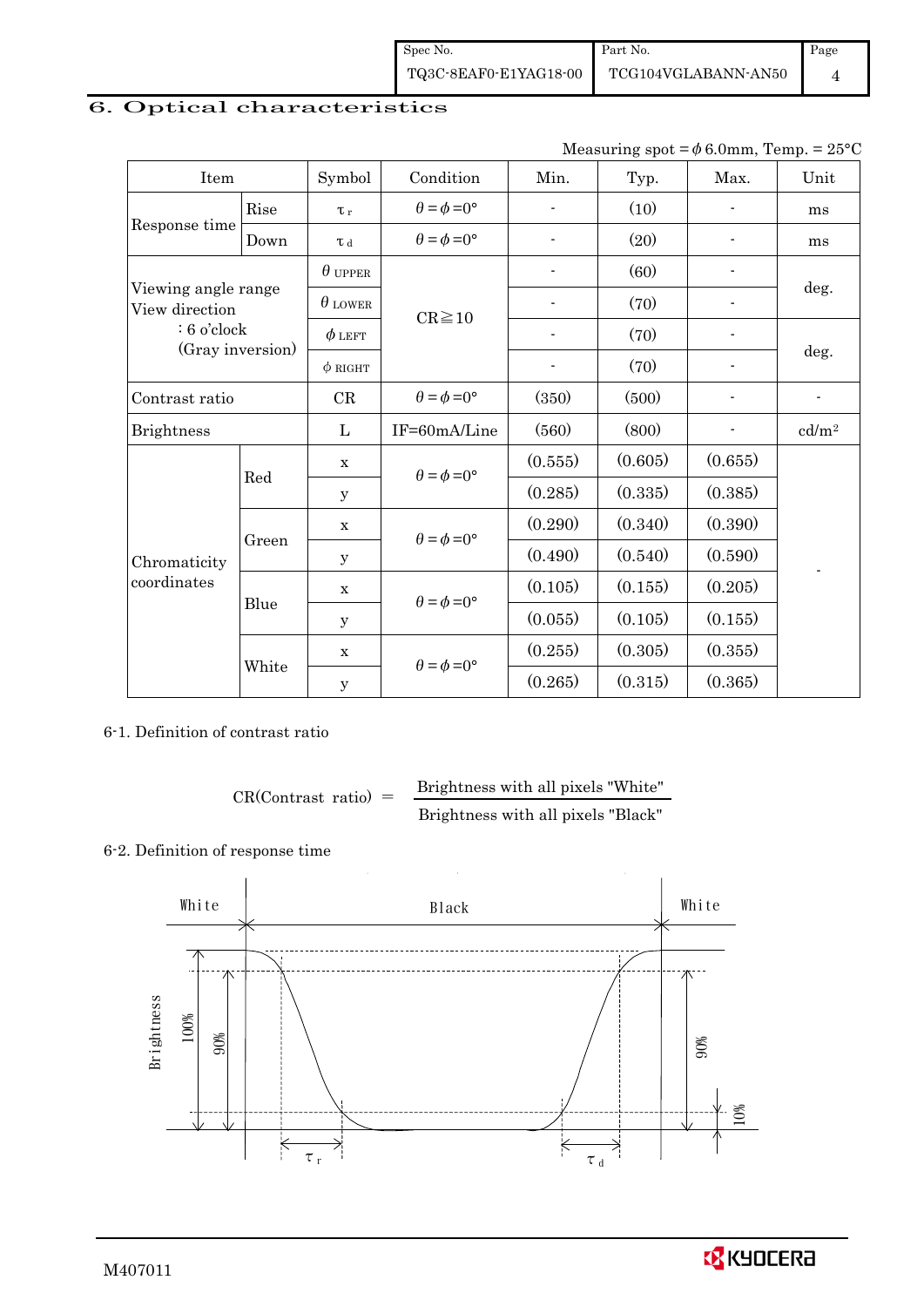## 6. Optical characteristics

Measuring spot = $\phi$ 6.0mm, Temp. = 25°C

| Item | | Symbol | Condition | Min. | Typ. | Max. | Unit |
|---|---|---|---|---|---|---|---|
| Response time | Rise | $\tau_r$ | $\theta=\phi=0°$ | - | (10) | - | ms |
| | Down | $\tau_d$ | $\theta=\phi=0°$ | - | (20) | - | ms |
| Viewing angle range View direction : 6 o'clock (Gray inversion) | | $\theta$ UPPER | CR≧10 | - | (60) | - | deg. |
| | | $\theta$ LOWER | | - | (70) | - | |
| | | $\phi$ LEFT | | - | (70) | - | deg. |
| | | $\phi$ RIGHT | | - | (70) | - | |
| Contrast ratio | | CR | $\theta=\phi=0°$ | (350) | (500) | - | - |
| Brightness | | L | IF=60mA/Line | (560) | (800) | - | cd/m² |
| Chromaticity coordinates | Red | x | $\theta=\phi=0°$ | (0.555) | (0.605) | (0.655) | - |
| | | y | | (0.285) | (0.335) | (0.385) | |
| | Green | x | $\theta=\phi=0°$ | (0.290) | (0.340) | (0.390) | |
| | | y | | (0.490) | (0.540) | (0.590) | |
| | Blue | x | $\theta=\phi=0°$ | (0.105) | (0.155) | (0.205) | |
| | | y | | (0.055) | (0.105) | (0.155) | |
| | White | x | $\theta=\phi=0°$ | (0.255) | (0.305) | (0.355) | |
| | | y | | (0.265) | (0.315) | (0.365) | |

6-1. Definition of contrast ratio

$$\text{CR(Contrast ratio)} = \frac{\text{Brightness with all pixels "White"}}{\text{Brightness with all pixels "Black"}}$$

6-2. Definition of response time

White — Black — White

Brightness: 100%, 90%, 10%

$\tau_r$ $\tau_d$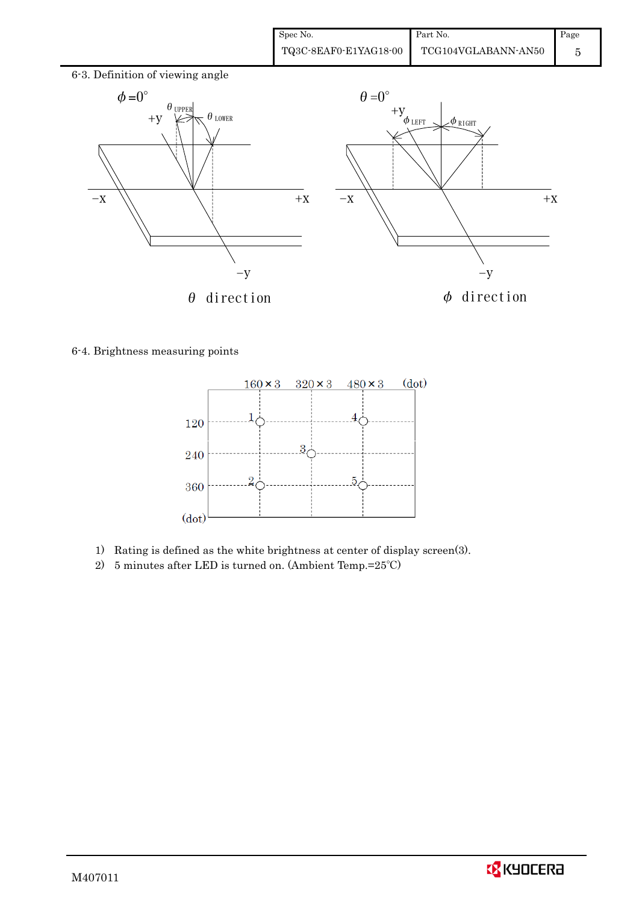## 6-3. Definition of viewing angle

$\phi = 0°$

$\theta_{UPPER}$ $\theta_{LOWER}$

+y, −x, +x, −y

$\theta$ direction

$\theta = 0°$

$\phi_{LEFT}$ $\phi_{RIGHT}$

+y, −x, +x, −y

$\phi$ direction

## 6-4. Brightness measuring points

| (dot) | 160×3 | 320×3 | 480×3 |
|---|---|---|---|
| 120 | 1 | | 4 |
| 240 | | 3 | |
| 360 | 2 | | 5 |

1) Rating is defined as the white brightness at center of display screen(3).
2) 5 minutes after LED is turned on. (Ambient Temp.=25℃)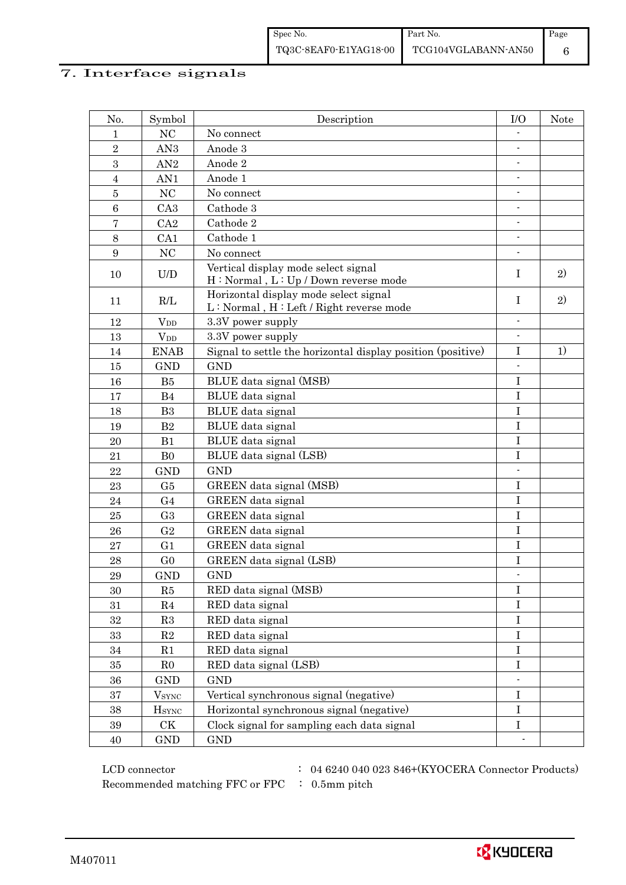## 7. Interface signals

| No. | Symbol | Description | I/O | Note |
|---|---|---|---|---|
| 1 | NC | No connect | - | |
| 2 | AN3 | Anode 3 | - | |
| 3 | AN2 | Anode 2 | - | |
| 4 | AN1 | Anode 1 | - | |
| 5 | NC | No connect | - | |
| 6 | CA3 | Cathode 3 | - | |
| 7 | CA2 | Cathode 2 | - | |
| 8 | CA1 | Cathode 1 | - | |
| 9 | NC | No connect | - | |
| 10 | U/D | Vertical display mode select signal<br>H : Normal , L : Up / Down reverse mode | I | 2) |
| 11 | R/L | Horizontal display mode select signal<br>L : Normal , H : Left / Right reverse mode | I | 2) |
| 12 | $V_{DD}$ | 3.3V power supply | - | |
| 13 | $V_{DD}$ | 3.3V power supply | - | |
| 14 | ENAB | Signal to settle the horizontal display position (positive) | I | 1) |
| 15 | GND | GND | - | |
| 16 | B5 | BLUE data signal (MSB) | I | |
| 17 | B4 | BLUE data signal | I | |
| 18 | B3 | BLUE data signal | I | |
| 19 | B2 | BLUE data signal | I | |
| 20 | B1 | BLUE data signal | I | |
| 21 | B0 | BLUE data signal (LSB) | I | |
| 22 | GND | GND | - | |
| 23 | G5 | GREEN data signal (MSB) | I | |
| 24 | G4 | GREEN data signal | I | |
| 25 | G3 | GREEN data signal | I | |
| 26 | G2 | GREEN data signal | I | |
| 27 | G1 | GREEN data signal | I | |
| 28 | G0 | GREEN data signal (LSB) | I | |
| 29 | GND | GND | - | |
| 30 | R5 | RED data signal (MSB) | I | |
| 31 | R4 | RED data signal | I | |
| 32 | R3 | RED data signal | I | |
| 33 | R2 | RED data signal | I | |
| 34 | R1 | RED data signal | I | |
| 35 | R0 | RED data signal (LSB) | I | |
| 36 | GND | GND | - | |
| 37 | $V_{SYNC}$ | Vertical synchronous signal (negative) | I | |
| 38 | $H_{SYNC}$ | Horizontal synchronous signal (negative) | I | |
| 39 | CK | Clock signal for sampling each data signal | I | |
| 40 | GND | GND | - | |

LCD connector : 04 6240 040 023 846+(KYOCERA Connector Products)
Recommended matching FFC or FPC : 0.5mm pitch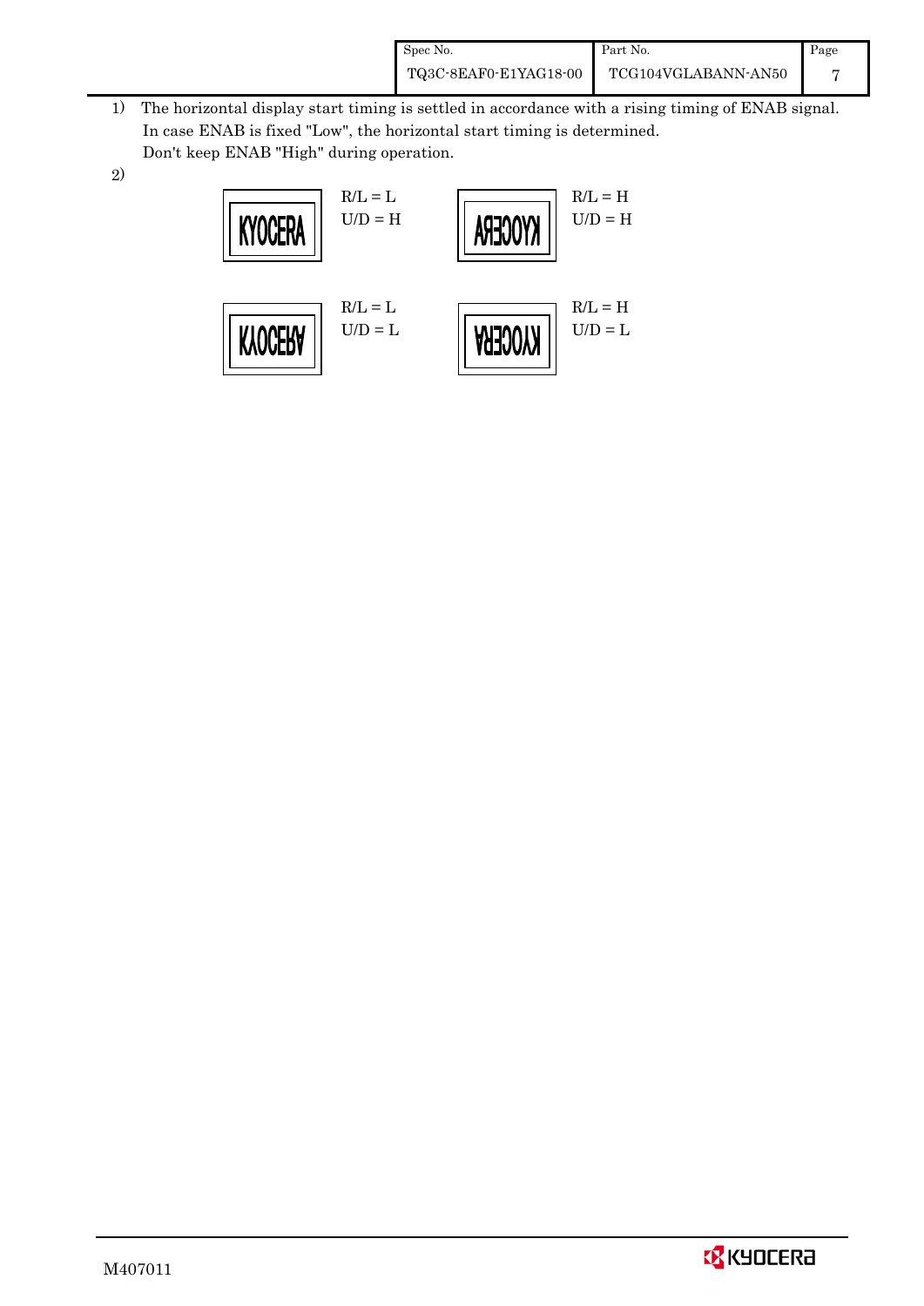1) The horizontal display start timing is settled in accordance with a rising timing of ENAB signal.
   In case ENAB is fixed "Low", the horizontal start timing is determined.
   Don't keep ENAB "High" during operation.

2)

| Display | Setting | Display | Setting |
|---|---|---|---|
| KYOCERA | R/L = L, U/D = H | KYOCERA (mirrored horizontally) | R/L = H, U/D = H |
| KYOCERA (flipped vertically) | R/L = L, U/D = L | KYOCERA (rotated 180°) | R/L = H, U/D = L |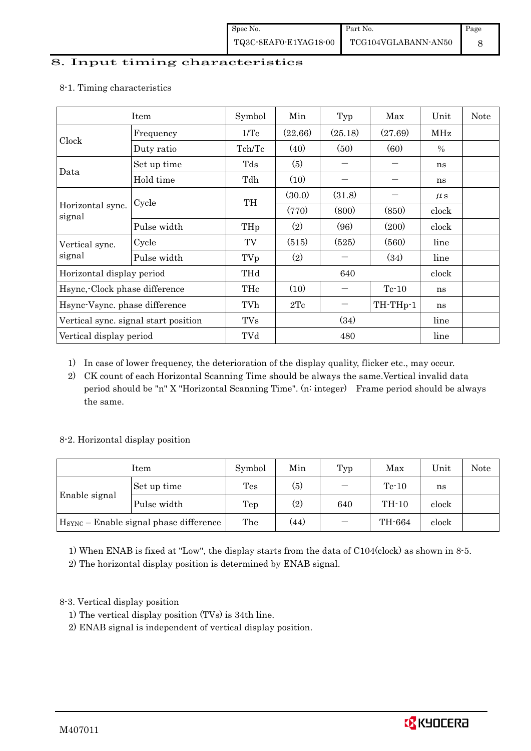# 8. Input timing characteristics

## 8-1. Timing characteristics

| Item | | Symbol | Min | Typ | Max | Unit | Note |
|---|---|---|---|---|---|---|---|
| Clock | Frequency | 1/Tc | (22.66) | (25.18) | (27.69) | MHz | |
| | Duty ratio | Tch/Tc | (40) | (50) | (60) | % | |
| Data | Set up time | Tds | (5) | — | — | ns | |
| | Hold time | Tdh | (10) | — | — | ns | |
| Horizontal sync. signal | Cycle | TH | (30.0) | (31.8) | — | μs | |
| | | | (770) | (800) | (850) | clock | |
| | Pulse width | THp | (2) | (96) | (200) | clock | |
| Vertical sync. signal | Cycle | TV | (515) | (525) | (560) | line | |
| | Pulse width | TVp | (2) | — | (34) | line | |
| Horizontal display period | | THd | | 640 | | clock | |
| Hsync,-Clock phase difference | | THc | (10) | — | Tc-10 | ns | |
| Hsync-Vsync. phase difference | | TVh | 2Tc | — | TH-THp-1 | ns | |
| Vertical sync. signal start position | | TVs | | (34) | | line | |
| Vertical display period | | TVd | | 480 | | line | |

1) In case of lower frequency, the deterioration of the display quality, flicker etc., may occur.
2) CK count of each Horizontal Scanning Time should be always the same.Vertical invalid data period should be "n" X "Horizontal Scanning Time". (n: integer) Frame period should be always the same.

## 8-2. Horizontal display position

| Item | | Symbol | Min | Typ | Max | Unit | Note |
|---|---|---|---|---|---|---|---|
| Enable signal | Set up time | Tes | (5) | — | Tc-10 | ns | |
| | Pulse width | Tep | (2) | 640 | TH-10 | clock | |
| $H_{SYNC}$ – Enable signal phase difference | | The | (44) | — | TH-664 | clock | |

1) When ENAB is fixed at "Low", the display starts from the data of C104(clock) as shown in 8-5.
2) The horizontal display position is determined by ENAB signal.

## 8-3. Vertical display position

1) The vertical display position (TVs) is 34th line.
2) ENAB signal is independent of vertical display position.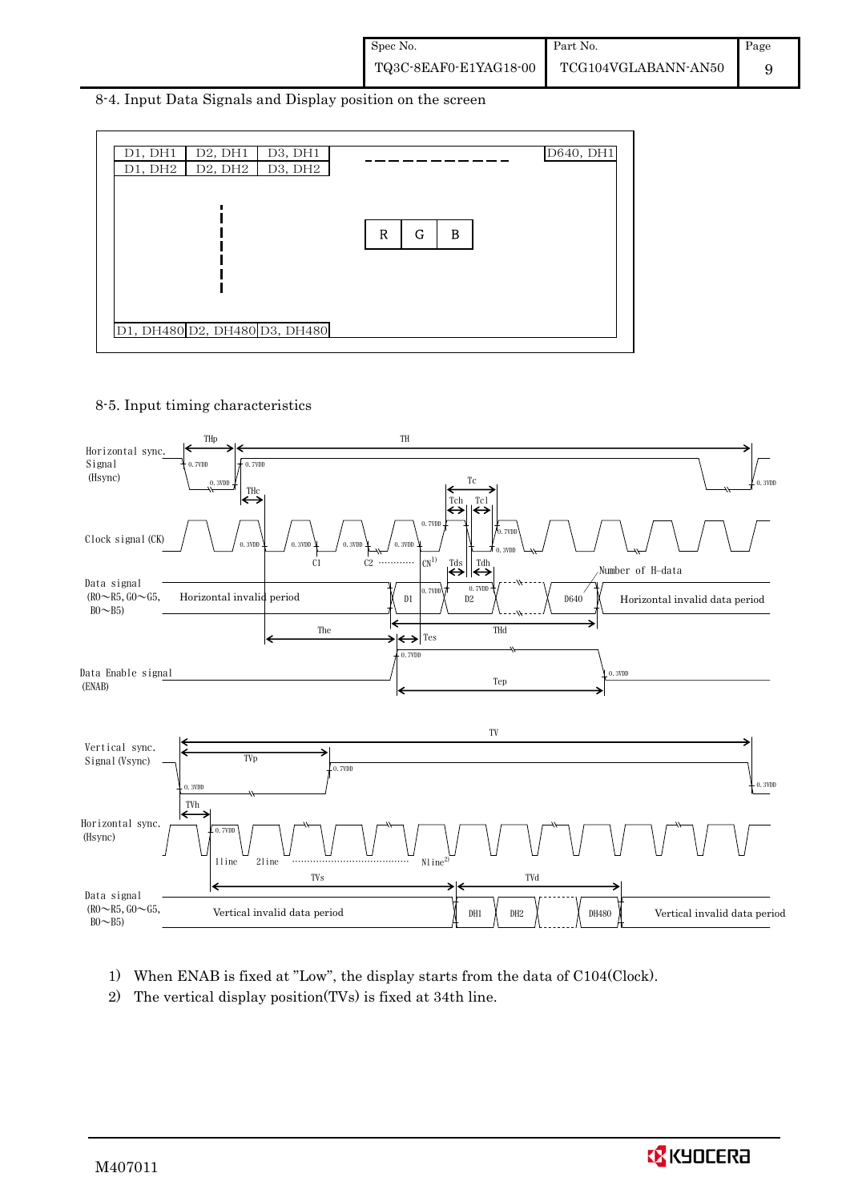## 8-4. Input Data Signals and Display position on the screen

| D1, DH1 | D2, DH1 | D3, DH1 | ------------ | D640, DH1 |
|---|---|---|---|---|
| D1, DH2 | D2, DH2 | D3, DH2 | | |
| ⋮ | | | R G B | |
| D1, DH480 | D2, DH480 | D3, DH480 | | |

## 8-5. Input timing characteristics

Horizontal sync. Signal (Hsync): THp, TH, 0.7VDD, 0.3VDD, THc

Clock signal (CK): Tc, Tch, Tcl, 0.7VDD, 0.3VDD, C1, C2 ………… CN[1]

Data signal (R0～R5, G0～G5, B0～B5): Horizontal invalid period, D1, D2, D640, Number of H-data, Horizontal invalid data period, Tds, Tdh, The, THd, Tes

Data Enable signal (ENAB): 0.7VDD, 0.3VDD, Tep

Vertical sync. Signal (Vsync): TV, TVp, 0.7VDD, 0.3VDD

Horizontal sync. (Hsync): TVh, 0.7VDD, 1line, 2line ………… Nline[2]

Data signal (R0～R5, G0～G5, B0～B5): TVs, TVd, Vertical invalid data period, DH1, DH2, DH480, Vertical invalid data period

1) When ENAB is fixed at "Low", the display starts from the data of C104(Clock).

2) The vertical display position(TVs) is fixed at 34th line.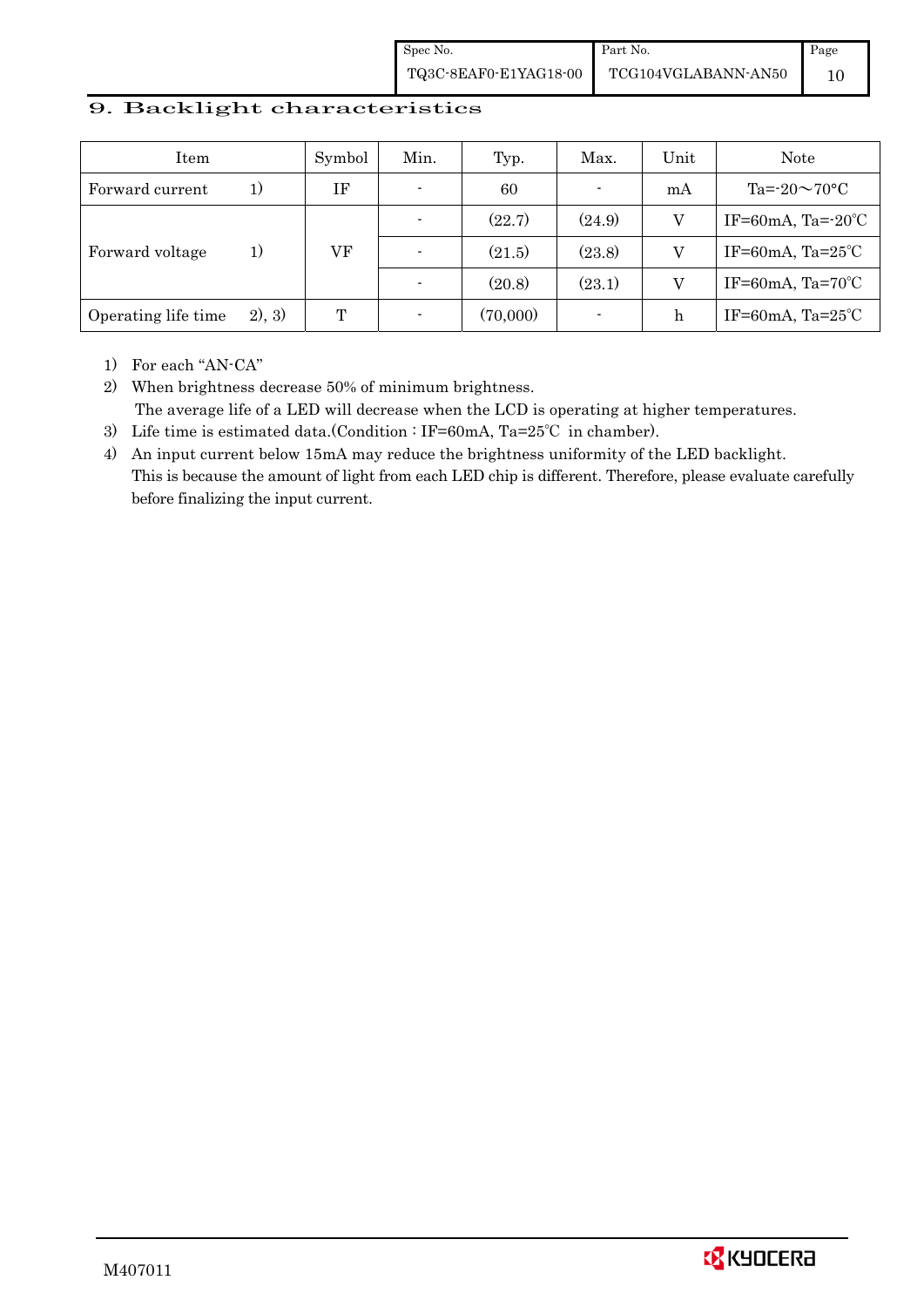## 9. Backlight characteristics

| Item | | Symbol | Min. | Typ. | Max. | Unit | Note |
|---|---|---|---|---|---|---|---|
| Forward current | 1) | IF | - | 60 | - | mA | Ta=-20～70°C |
| Forward voltage | 1) | VF | - | (22.7) | (24.9) | V | IF=60mA, Ta=-20℃ |
| | | | - | (21.5) | (23.8) | V | IF=60mA, Ta=25℃ |
| | | | - | (20.8) | (23.1) | V | IF=60mA, Ta=70℃ |
| Operating life time | 2), 3) | T | - | (70,000) | - | h | IF=60mA, Ta=25℃ |

1) For each "AN-CA"
2) When brightness decrease 50% of minimum brightness.
   The average life of a LED will decrease when the LCD is operating at higher temperatures.
3) Life time is estimated data.(Condition : IF=60mA, Ta=25℃ in chamber).
4) An input current below 15mA may reduce the brightness uniformity of the LED backlight.
   This is because the amount of light from each LED chip is different. Therefore, please evaluate carefully before finalizing the input current.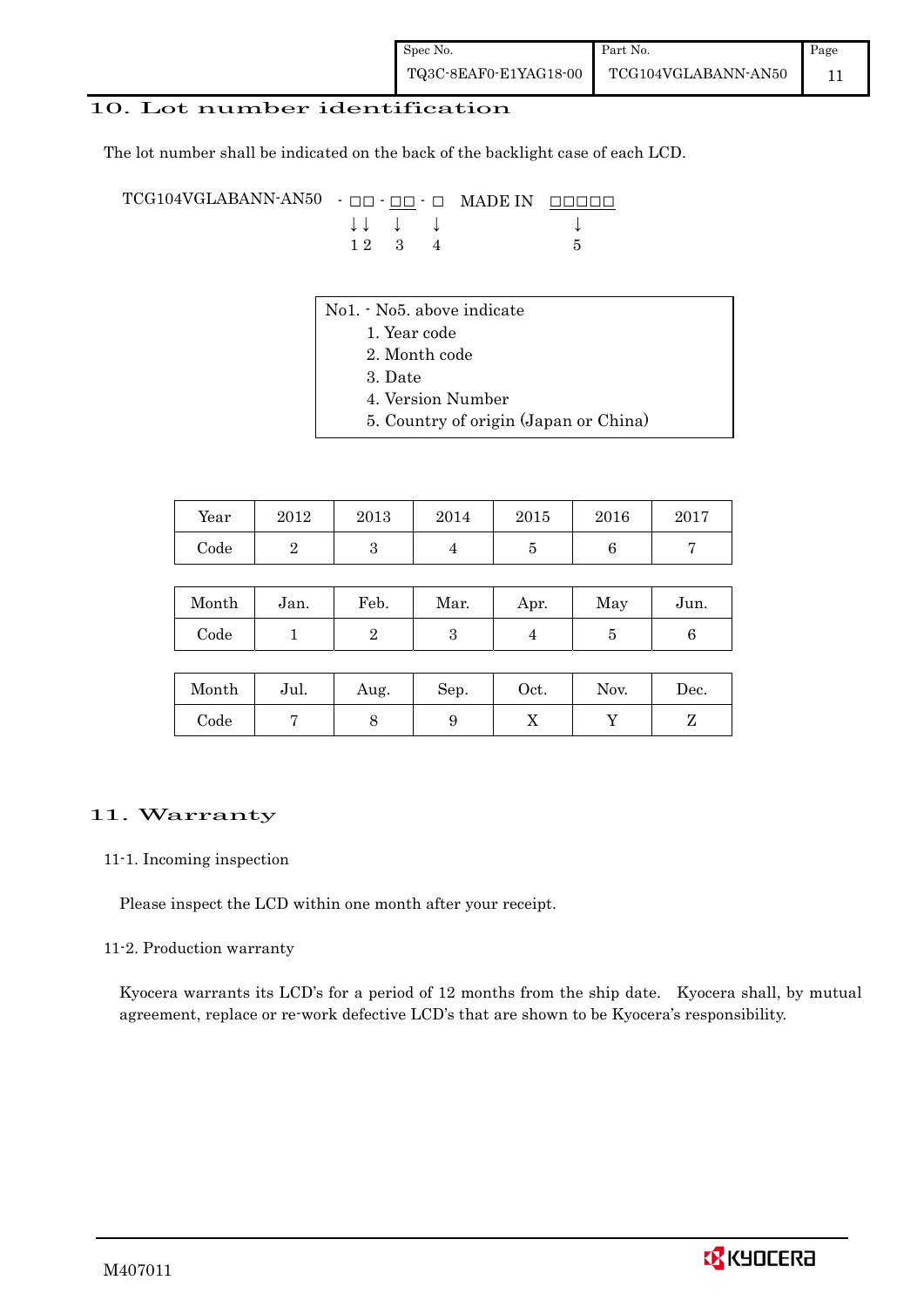## 10. Lot number identification

The lot number shall be indicated on the back of the backlight case of each LCD.

```
TCG104VGLABANN-AN50  - □□ - □□ - □   MADE IN  □□□□□
                       ↓↓   ↓    ↓              ↓
                       1 2  3    4              5
```

No1. - No5. above indicate

1. Year code
2. Month code
3. Date
4. Version Number
5. Country of origin (Japan or China)

| Year | 2012 | 2013 | 2014 | 2015 | 2016 | 2017 |
|---|---|---|---|---|---|---|
| Code | 2 | 3 | 4 | 5 | 6 | 7 |

| Month | Jan. | Feb. | Mar. | Apr. | May | Jun. |
|---|---|---|---|---|---|---|
| Code | 1 | 2 | 3 | 4 | 5 | 6 |

| Month | Jul. | Aug. | Sep. | Oct. | Nov. | Dec. |
|---|---|---|---|---|---|---|
| Code | 7 | 8 | 9 | X | Y | Z |

## 11. Warranty

### 11-1. Incoming inspection

Please inspect the LCD within one month after your receipt.

### 11-2. Production warranty

Kyocera warrants its LCD's for a period of 12 months from the ship date. Kyocera shall, by mutual agreement, replace or re-work defective LCD's that are shown to be Kyocera's responsibility.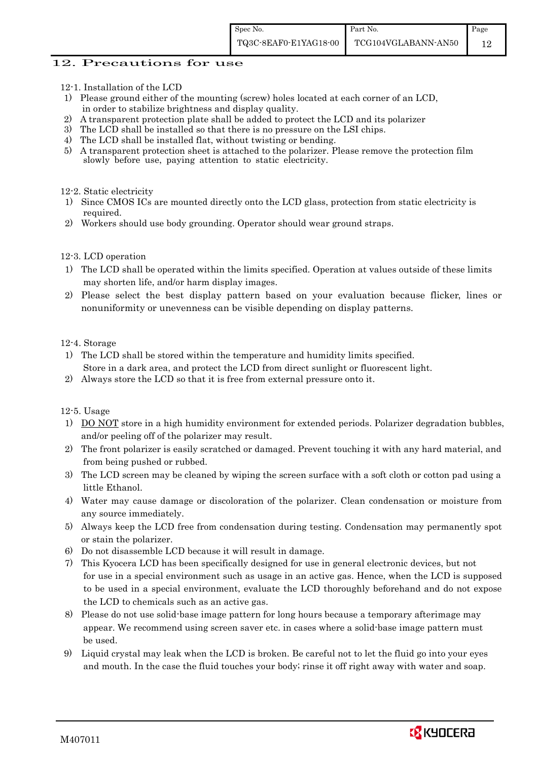## 12. Precautions for use

12-1. Installation of the LCD

1) Please ground either of the mounting (screw) holes located at each corner of an LCD, in order to stabilize brightness and display quality.
2) A transparent protection plate shall be added to protect the LCD and its polarizer
3) The LCD shall be installed so that there is no pressure on the LSI chips.
4) The LCD shall be installed flat, without twisting or bending.
5) A transparent protection sheet is attached to the polarizer. Please remove the protection film slowly before use, paying attention to static electricity.

12-2. Static electricity

1) Since CMOS ICs are mounted directly onto the LCD glass, protection from static electricity is required.
2) Workers should use body grounding. Operator should wear ground straps.

12-3. LCD operation

1) The LCD shall be operated within the limits specified. Operation at values outside of these limits may shorten life, and/or harm display images.
2) Please select the best display pattern based on your evaluation because flicker, lines or nonuniformity or unevenness can be visible depending on display patterns.

12-4. Storage

1) The LCD shall be stored within the temperature and humidity limits specified. Store in a dark area, and protect the LCD from direct sunlight or fluorescent light.
2) Always store the LCD so that it is free from external pressure onto it.

12-5. Usage

1) DO NOT store in a high humidity environment for extended periods. Polarizer degradation bubbles, and/or peeling off of the polarizer may result.
2) The front polarizer is easily scratched or damaged. Prevent touching it with any hard material, and from being pushed or rubbed.
3) The LCD screen may be cleaned by wiping the screen surface with a soft cloth or cotton pad using a little Ethanol.
4) Water may cause damage or discoloration of the polarizer. Clean condensation or moisture from any source immediately.
5) Always keep the LCD free from condensation during testing. Condensation may permanently spot or stain the polarizer.
6) Do not disassemble LCD because it will result in damage.
7) This Kyocera LCD has been specifically designed for use in general electronic devices, but not for use in a special environment such as usage in an active gas. Hence, when the LCD is supposed to be used in a special environment, evaluate the LCD thoroughly beforehand and do not expose the LCD to chemicals such as an active gas.
8) Please do not use solid-base image pattern for long hours because a temporary afterimage may appear. We recommend using screen saver etc. in cases where a solid-base image pattern must be used.
9) Liquid crystal may leak when the LCD is broken. Be careful not to let the fluid go into your eyes and mouth. In the case the fluid touches your body; rinse it off right away with water and soap.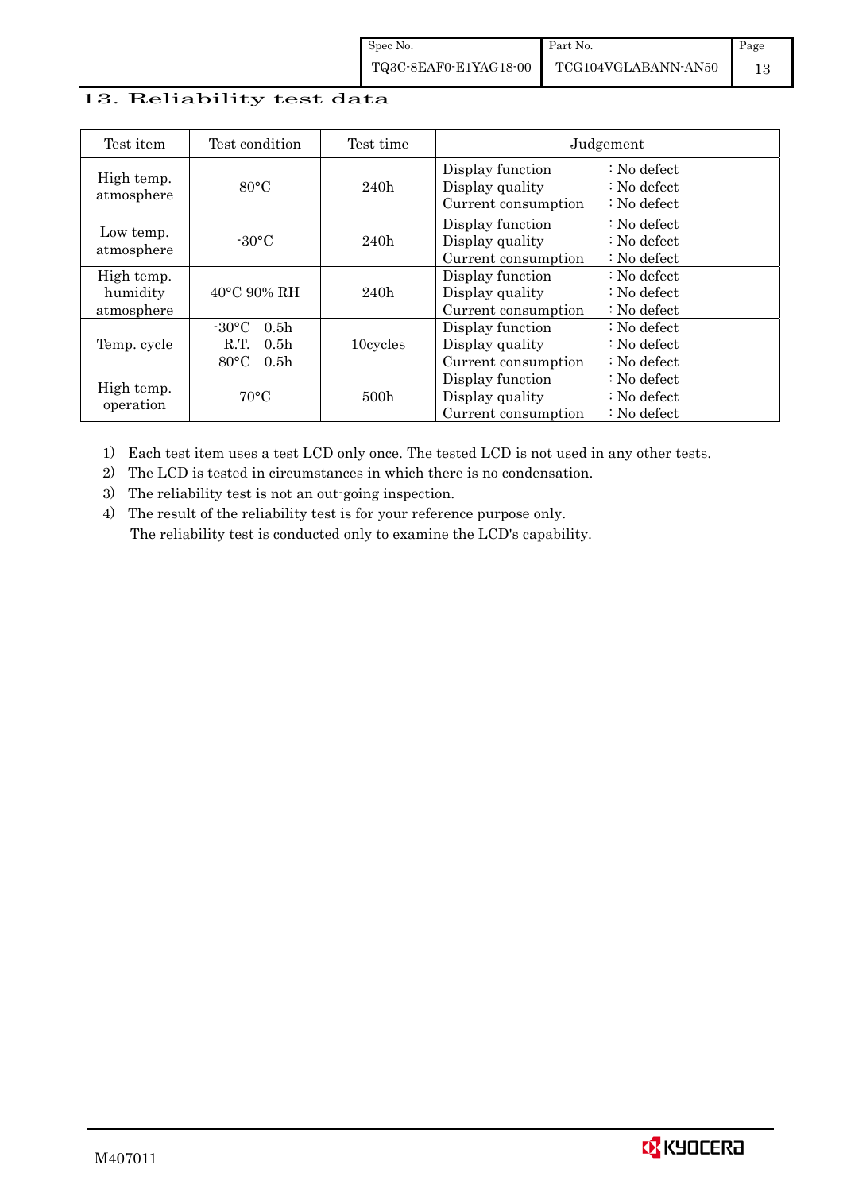## 13. Reliability test data

| Test item | Test condition | Test time | Judgement |
|---|---|---|---|
| High temp. atmosphere | 80°C | 240h | Display function : No defect<br>Display quality : No defect<br>Current consumption : No defect |
| Low temp. atmosphere | -30°C | 240h | Display function : No defect<br>Display quality : No defect<br>Current consumption : No defect |
| High temp. humidity atmosphere | 40°C 90% RH | 240h | Display function : No defect<br>Display quality : No defect<br>Current consumption : No defect |
| Temp. cycle | -30°C 0.5h<br>R.T. 0.5h<br>80°C 0.5h | 10cycles | Display function : No defect<br>Display quality : No defect<br>Current consumption : No defect |
| High temp. operation | 70°C | 500h | Display function : No defect<br>Display quality : No defect<br>Current consumption : No defect |

1) Each test item uses a test LCD only once. The tested LCD is not used in any other tests.
2) The LCD is tested in circumstances in which there is no condensation.
3) The reliability test is not an out-going inspection.
4) The result of the reliability test is for your reference purpose only.
   The reliability test is conducted only to examine the LCD's capability.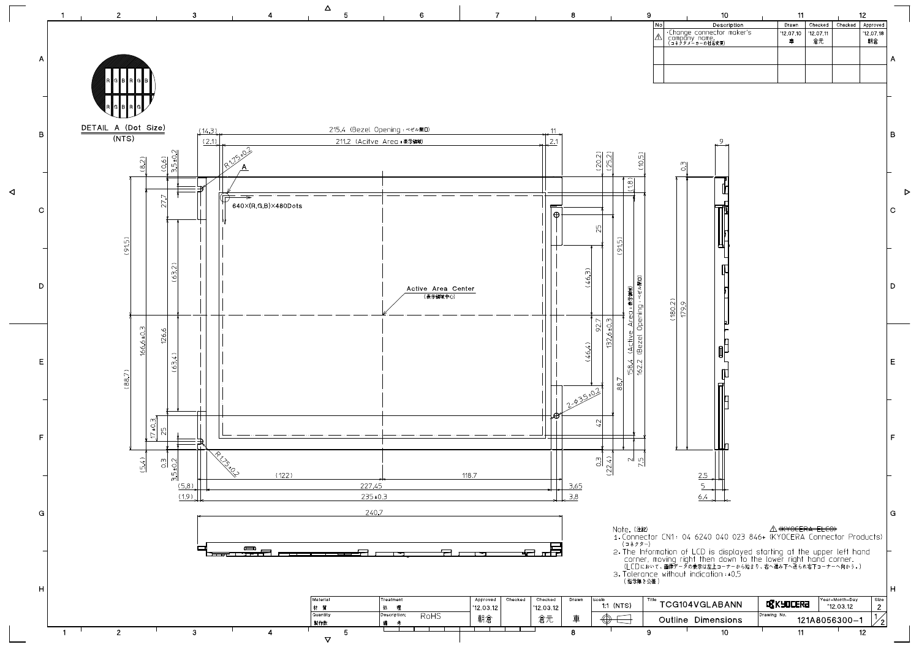| No | Description | Drawn | Checked | Checked | Approved |
|---|---|---|---|---|---|
| ⚠ | ·Change connector maker's company name. (コネクタメーカーの社名変更) | '12.07.10 車 | '12.07.11 倉元 | | '12.07.18 朝倉 |
| | | | | | |
| | | | | | |

DETAIL A (Dot Size) (NTS)

215.4 (Bezel Opening：ベゼル開口)

211.2 (Acitve Area：表示領域)

640×(R,G,B)×480Dots

Active Area Center (表示領域中心)

158.4 (Active Area：表示領域)

162.2 (Bezel Opening：ベゼル開口)

2-φ3.5±0.2

R1.75±0.2

235±0.3

240.7

Note. (注記)

1. Connector CN1: 04 6240 040 023 846+ (KYOCERA Connector Products) (コネクター)

⚠ ~~(KYOCERA ELCO)~~

2. The Information of LCD is displayed starting at the upper left hand corner, moving right then down to the lower right hand corner. (LCDにおいて、画像データの表示は左上コーナーから始まり、右へ進み下へ送られ右下コーナーへ向かう。)

3. Tolerance without indication：±0.5 (指示無き公差)

| Material 材質 | Treatment 処理 | Approved | Checked | Checked | Drawn | Scale | Title | | Year-Month-Day | Size |
|---|---|---|---|---|---|---|---|---|---|---|
| Quantity 製作数 | Description; 備考 RoHS | '12.03.12 朝倉 | | '12.03.12 倉元 | 車 | 1:1 (NTS) | TCG104VGLABANN Outline Dimensions | KYOCERA | '12.03.12 | 2 |
| | | | | | | | | Drawing No. 121A8056300-1 | | 1/2 |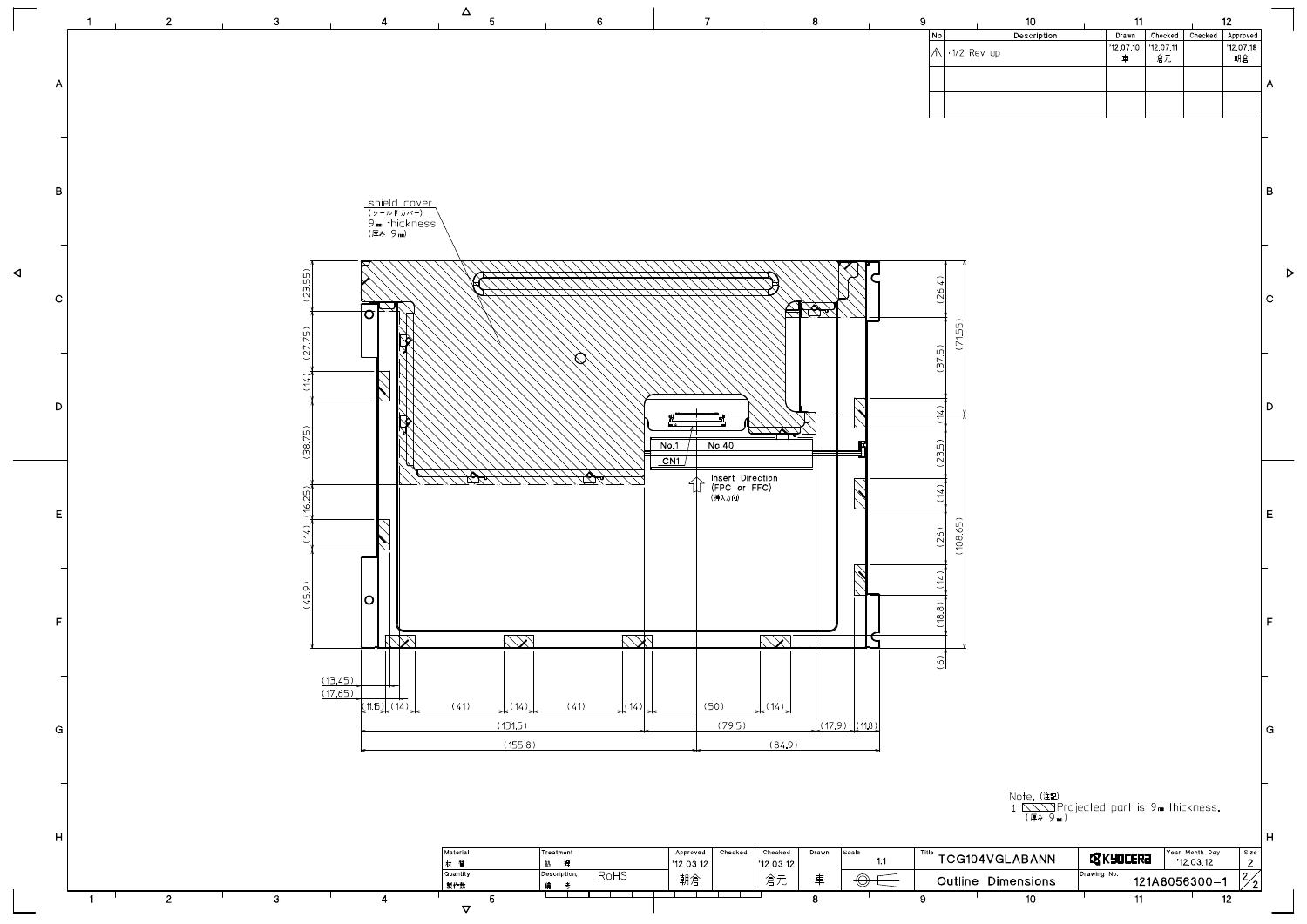| No | Description | Drawn | Checked | Checked | Approved |
|---|---|---|---|---|---|
| ⚠ | ·1/2 Rev up | '12.07.10 車 | '12.07.11 倉元 | | '12.07.18 朝倉 |
| | | | | | |
| | | | | | |

shield cover
(シールドカバー)
9㎜ thickness
(厚み 9㎜)

No.1 No.40

CN1

Insert Direction
(FPC or FFC)
(挿入方向)

(23.55) (27.75) (14) (38.75) (16.25) (14) (45.9)

(26.4) (37.5) (14) (23.5) (14) (26) (14) (18.8) (6)

(71.55) (108.65)

(13.45) (17.65)

(11.15) (14) (41) (14) (41) (14) (50) (14) (17.9) (11.8)

(131.5) (79.5)

(155.8) (84.9)

Note. (注記)
1. [hatched] Projected part is 9㎜ thickness.
(厚み 9㎜)

| Material 材質 | Treatment 処理 | Approved | Checked | Checked | Drawn | Scale | Title | | Year-Month-Day | Size |
|---|---|---|---|---|---|---|---|---|---|---|
| | | '12.03.12 | | '12.03.12 | | 1:1 | TCG104VGLABANN | KYOCERA | '12.03.12 | 2 |
| Quantity 製作数 | Description; 備考 RoHS | 朝倉 | | 倉元 | 車 | | Outline Dimensions | Drawing No. 121A8056300-1 | | 2/2 |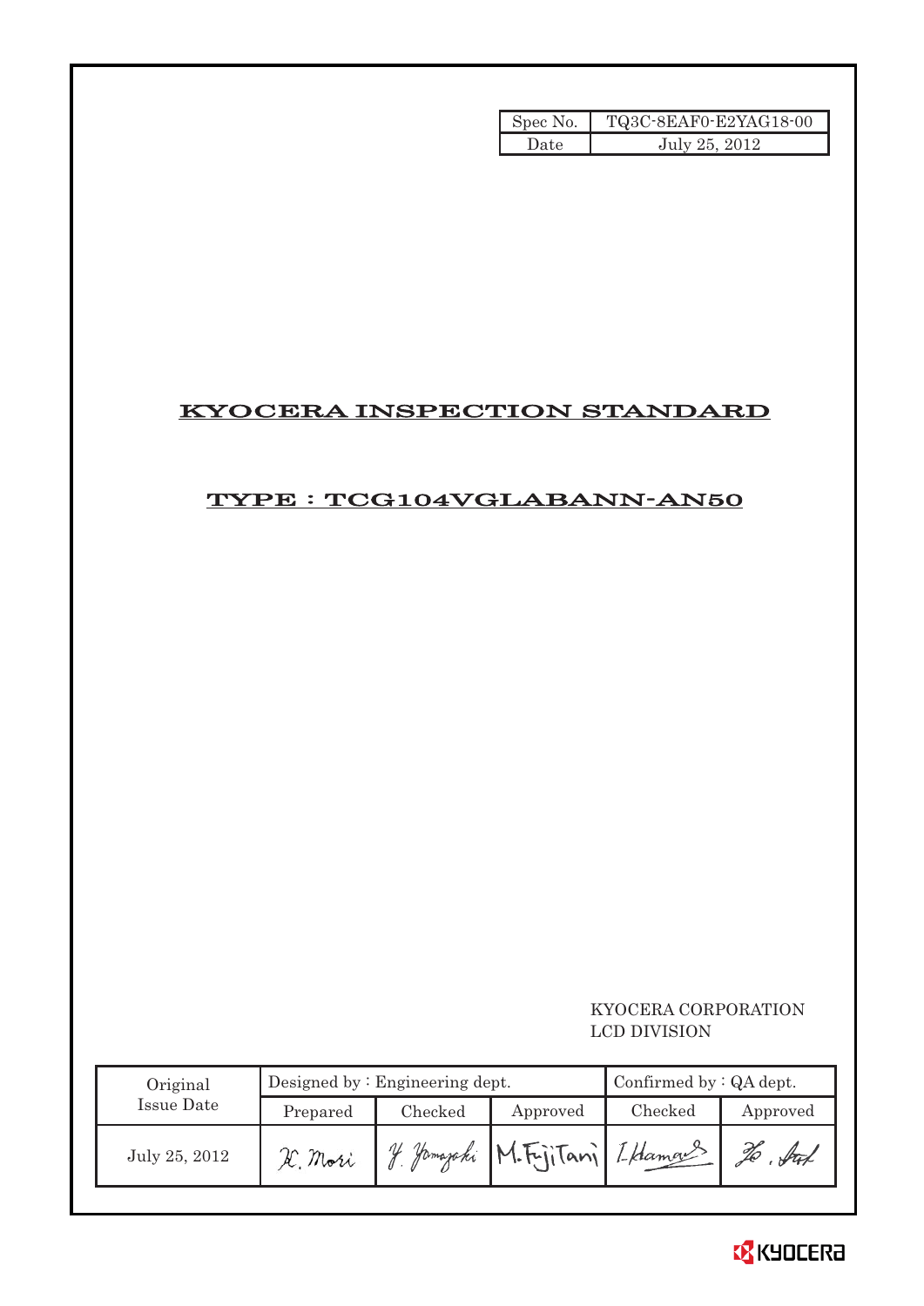| Spec No. | TQ3C-8EAF0-E2YAG18-00 |
|---|---|
| Date | July 25, 2012 |

# KYOCERA INSPECTION STANDARD

## TYPE : TCG104VGLABANN-AN50

KYOCERA CORPORATION
LCD DIVISION

| Original Issue Date | Designed by : Engineering dept. | | | Confirmed by : QA dept. | |
|---|---|---|---|---|---|
| | Prepared | Checked | Approved | Checked | Approved |
| July 25, 2012 | K. Mori | Y. Yamazaki | M. Fujitani | I. Hamano | Ho. Sato |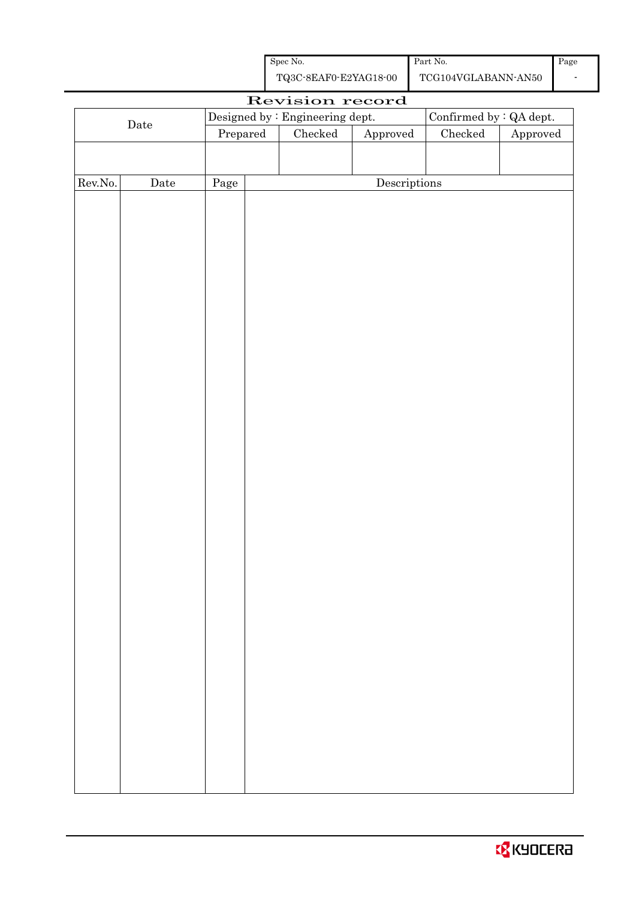| Spec No. | Part No. | Page |
|---|---|---|
| TQ3C-8EAF0-E2YAG18-00 | TCG104VGLABANN-AN50 | - |

# Revision record

| Date | Designed by : Engineering dept. | | | Confirmed by : QA dept. | |
|---|---|---|---|---|---|
| | Prepared | Checked | Approved | Checked | Approved |
| | | | | | |

| Rev.No. | Date | Page | Descriptions |
|---|---|---|---|
| | | | |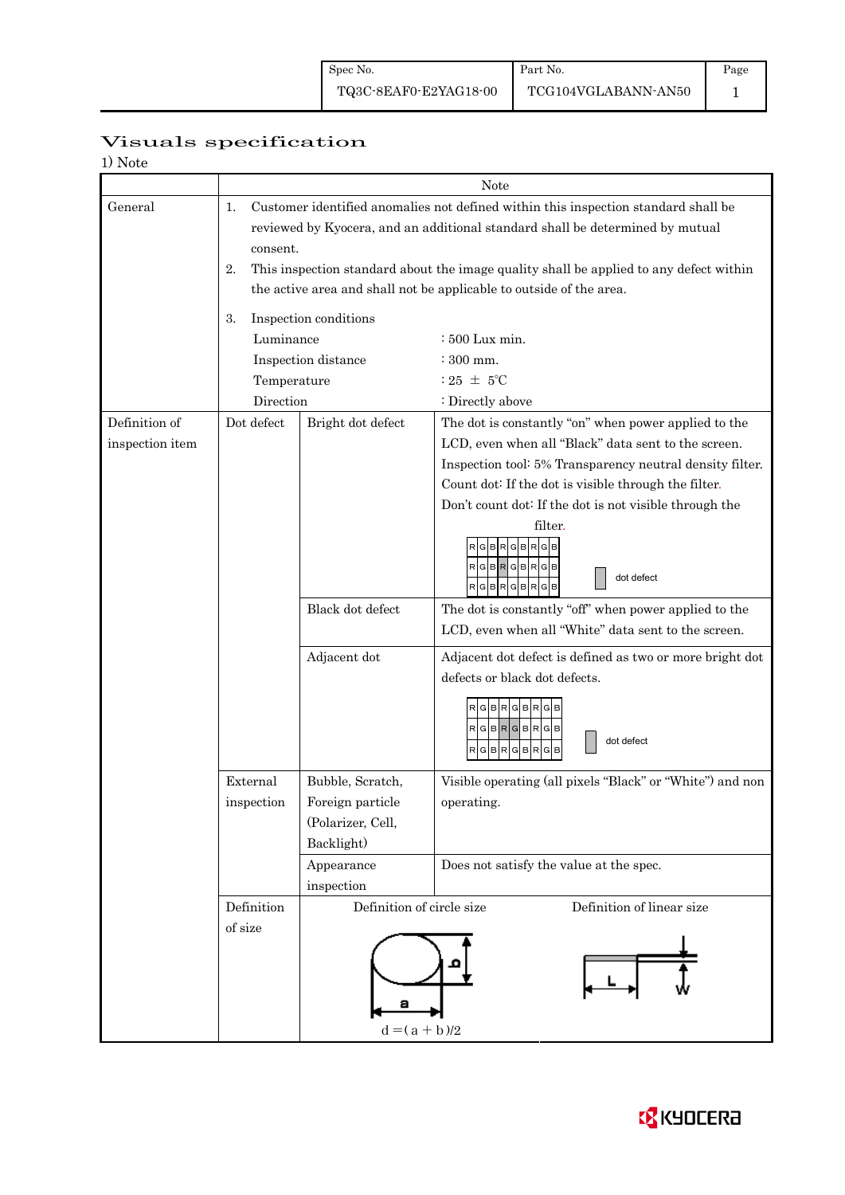| Spec No. | Part No. | Page |
|---|---|---|
| TQ3C-8EAF0-E2YAG18-00 | TCG104VGLABANN-AN50 | 1 |

# Visuals specification

1) Note

| | Note | | |
|---|---|---|---|
| General | 1. Customer identified anomalies not defined within this inspection standard shall be reviewed by Kyocera, and an additional standard shall be determined by mutual consent.<br>2. This inspection standard about the image quality shall be applied to any defect within the active area and shall not be applicable to outside of the area.<br>3. Inspection conditions<br>Luminance : 500 Lux min.<br>Inspection distance : 300 mm.<br>Temperature : 25 ± 5℃<br>Direction : Directly above | | |
| Definition of inspection item | Dot defect | Bright dot defect | The dot is constantly "on" when power applied to the LCD, even when all "Black" data sent to the screen.<br>Inspection tool: 5% Transparency neutral density filter.<br>Count dot: If the dot is visible through the filter.<br>Don't count dot: If the dot is not visible through the filter.<br>RGBRGBRGB / RGBRGBRGB / RGBRGBRGB — dot defect |
| | | Black dot defect | The dot is constantly "off" when power applied to the LCD, even when all "White" data sent to the screen. |
| | | Adjacent dot | Adjacent dot defect is defined as two or more bright dot defects or black dot defects.<br>RGBRGBRGB / RGBRGBRGB / RGBRGBRGB — dot defect |
| | External inspection | Bubble, Scratch, Foreign particle (Polarizer, Cell, Backlight) | Visible operating (all pixels "Black" or "White") and non operating. |
| | | Appearance inspection | Does not satisfy the value at the spec. |
| | Definition of size | Definition of circle size<br>$d = (a + b)/2$ | Definition of linear size<br>L, W |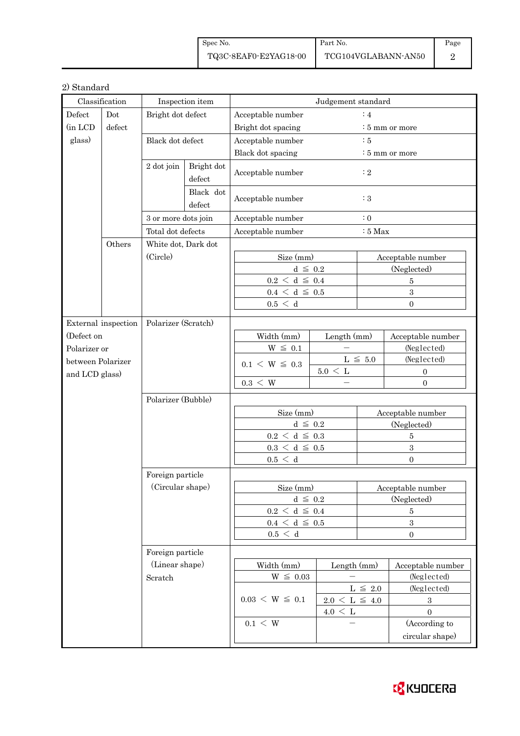2) Standard

| Classification | | Inspection item | | Judgement standard |
|---|---|---|---|---|
| Defect (in LCD glass) | Dot defect | Bright dot defect | | Acceptable number : 4<br>Bright dot spacing : 5 mm or more |
| | | Black dot defect | | Acceptable number : 5<br>Black dot spacing : 5 mm or more |
| | | 2 dot join | Bright dot defect | Acceptable number : 2 |
| | | | Black dot defect | Acceptable number : 3 |
| | | 3 or more dots join | | Acceptable number : 0 |
| | | Total dot defects | | Acceptable number : 5 Max |
| | Others | White dot, Dark dot (Circle) | | See table below |
| External inspection (Defect on Polarizer or between Polarizer and LCD glass) | | Polarizer (Scratch) | | See table below |
| | | Polarizer (Bubble) | | See table below |
| | | Foreign particle (Circular shape) | | See table below |
| | | Foreign particle (Linear shape) Scratch | | See table below |

White dot, Dark dot (Circle)

| Size (mm) | Acceptable number |
|---|---|
| d ≦ 0.2 | (Neglected) |
| 0.2 ＜ d ≦ 0.4 | 5 |
| 0.4 ＜ d ≦ 0.5 | 3 |
| 0.5 ＜ d | 0 |

Polarizer (Scratch)

| Width (mm) | Length (mm) | Acceptable number |
|---|---|---|
| W ≦ 0.1 | − | (Neglected) |
| 0.1 ＜ W ≦ 0.3 | L ≦ 5.0 | (Neglected) |
| | 5.0 ＜ L | 0 |
| 0.3 ＜ W | − | 0 |

Polarizer (Bubble)

| Size (mm) | Acceptable number |
|---|---|
| d ≦ 0.2 | (Neglected) |
| 0.2 ＜ d ≦ 0.3 | 5 |
| 0.3 ＜ d ≦ 0.5 | 3 |
| 0.5 ＜ d | 0 |

Foreign particle (Circular shape)

| Size (mm) | Acceptable number |
|---|---|
| d ≦ 0.2 | (Neglected) |
| 0.2 ＜ d ≦ 0.4 | 5 |
| 0.4 ＜ d ≦ 0.5 | 3 |
| 0.5 ＜ d | 0 |

Foreign particle (Linear shape) Scratch

| Width (mm) | Length (mm) | Acceptable number |
|---|---|---|
| W ≦ 0.03 | − | (Neglected) |
| 0.03 ＜ W ≦ 0.1 | L ≦ 2.0 | (Neglected) |
| | 2.0 ＜ L ≦ 4.0 | 3 |
| | 4.0 ＜ L | 0 |
| 0.1 ＜ W | − | (According to circular shape) |